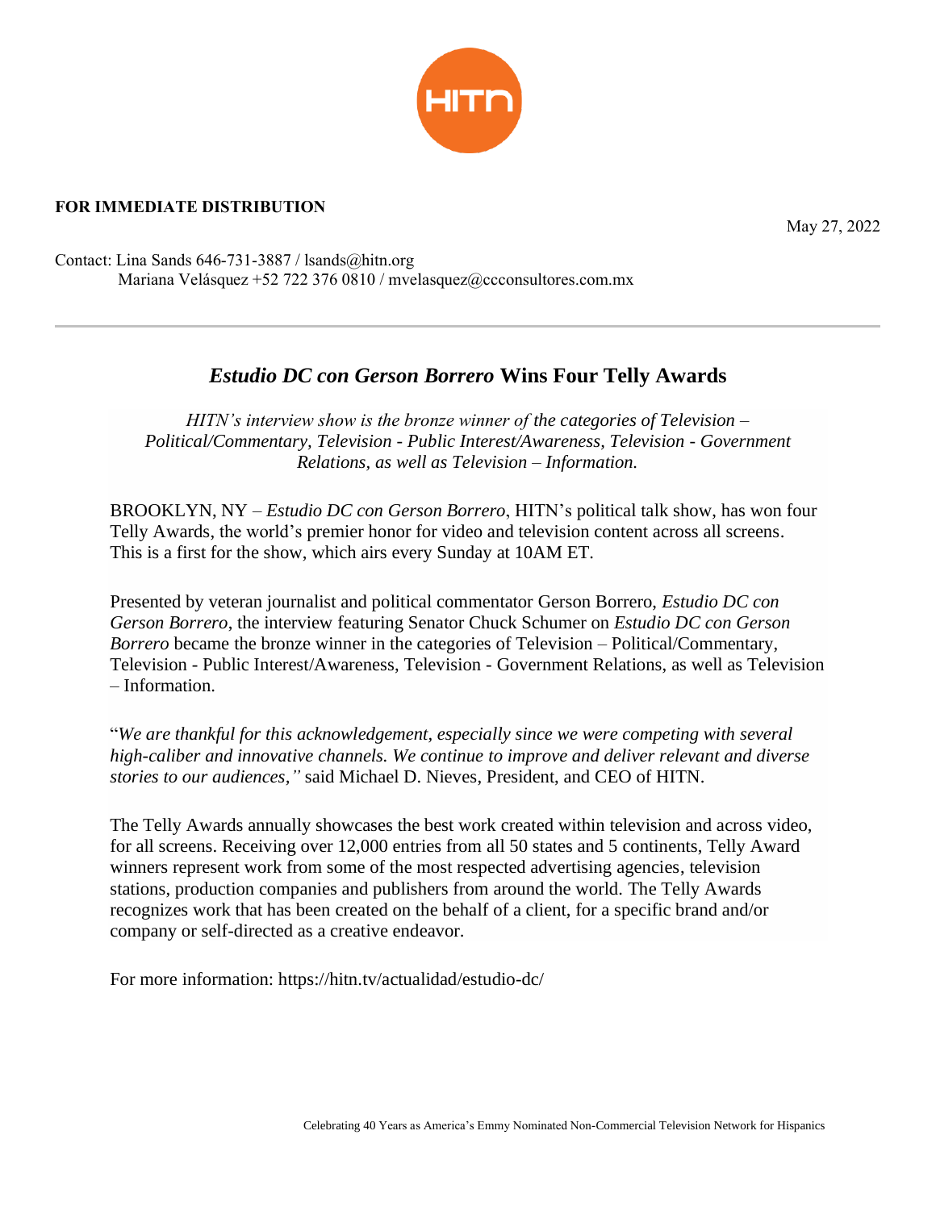**FOR IMMEDIATE DISTRIBUTION**

May 27, 2022

Contact: Lina Sands 646-731-3887 / lsands@hitn.org
Mariana Velásquez +52 722 376 0810 / mvelasquez@ccconsultores.com.mx

---

## *Estudio DC con Gerson Borrero* Wins Four Telly Awards

*HITN's interview show is the bronze winner of the categories of Television – Political/Commentary, Television - Public Interest/Awareness, Television - Government Relations, as well as Television – Information.*

BROOKLYN, NY – *Estudio DC con Gerson Borrero*, HITN's political talk show, has won four Telly Awards, the world's premier honor for video and television content across all screens. This is a first for the show, which airs every Sunday at 10AM ET.

Presented by veteran journalist and political commentator Gerson Borrero, *Estudio DC con Gerson Borrero*, the interview featuring Senator Chuck Schumer on *Estudio DC con Gerson Borrero* became the bronze winner in the categories of Television – Political/Commentary, Television - Public Interest/Awareness, Television - Government Relations, as well as Television – Information.

"*We are thankful for this acknowledgement, especially since we were competing with several high-caliber and innovative channels. We continue to improve and deliver relevant and diverse stories to our audiences,"* said Michael D. Nieves, President, and CEO of HITN.

The Telly Awards annually showcases the best work created within television and across video, for all screens. Receiving over 12,000 entries from all 50 states and 5 continents, Telly Award winners represent work from some of the most respected advertising agencies, television stations, production companies and publishers from around the world. The Telly Awards recognizes work that has been created on the behalf of a client, for a specific brand and/or company or self-directed as a creative endeavor.

For more information: https://hitn.tv/actualidad/estudio-dc/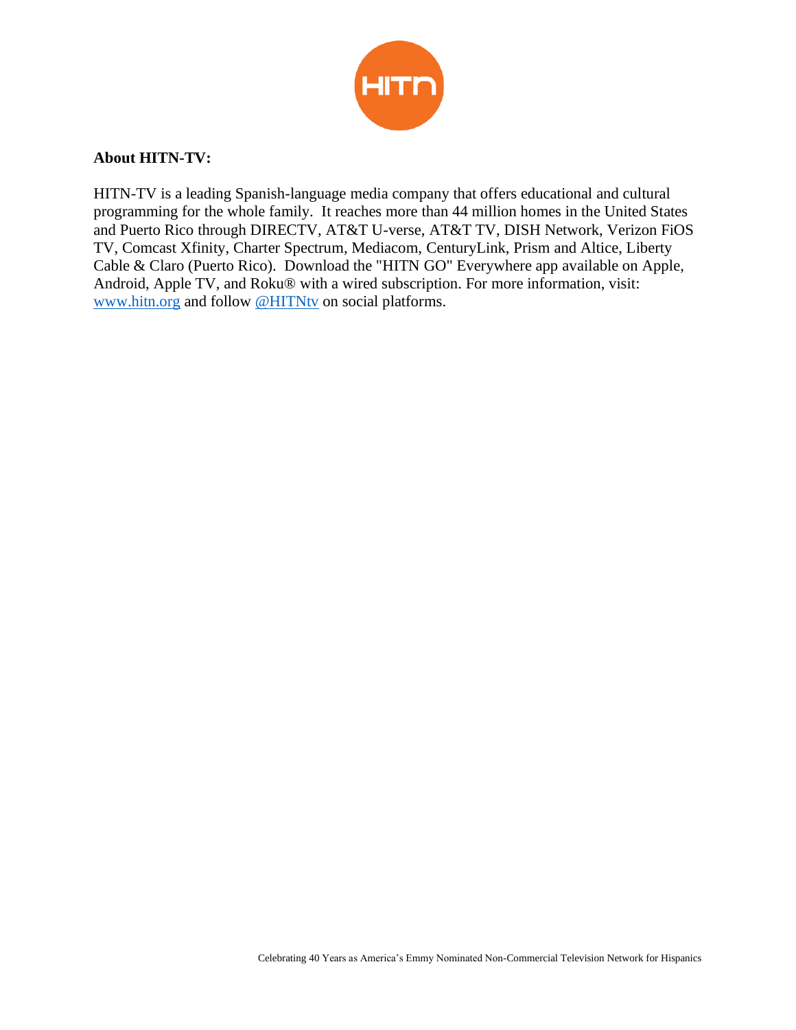**About HITN-TV:**

HITN-TV is a leading Spanish-language media company that offers educational and cultural programming for the whole family. It reaches more than 44 million homes in the United States and Puerto Rico through DIRECTV, AT&T U-verse, AT&T TV, DISH Network, Verizon FiOS TV, Comcast Xfinity, Charter Spectrum, Mediacom, CenturyLink, Prism and Altice, Liberty Cable & Claro (Puerto Rico). Download the "HITN GO" Everywhere app available on Apple, Android, Apple TV, and Roku® with a wired subscription. For more information, visit: www.hitn.org and follow @HITNtv on social platforms.

Celebrating 40 Years as America's Emmy Nominated Non-Commercial Television Network for Hispanics